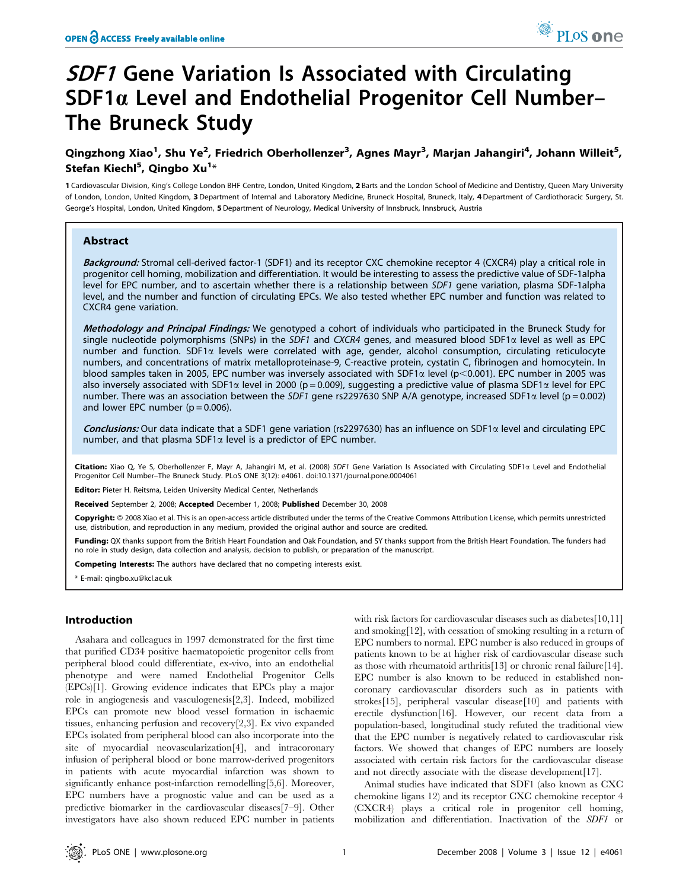# *SDF1* Gene Variation Is Associated with Circulating SDF1α Level and Endothelial Progenitor Cell Number–The Bruneck Study

**Qingzhong Xiao[1], Shu Ye[2], Friedrich Oberhollenzer[3], Agnes Mayr[3], Marjan Jahangiri[4], Johann Willeit[5], Stefan Kiechl[5], Qingbo Xu[1]***

1 Cardiovascular Division, King's College London BHF Centre, London, United Kingdom, 2 Barts and the London School of Medicine and Dentistry, Queen Mary University of London, London, United Kingdom, 3 Department of Internal and Laboratory Medicine, Bruneck Hospital, Bruneck, Italy, 4 Department of Cardiothoracic Surgery, St. George's Hospital, London, United Kingdom, 5 Department of Neurology, Medical University of Innsbruck, Innsbruck, Austria

## Abstract

***Background:*** Stromal cell-derived factor-1 (SDF1) and its receptor CXC chemokine receptor 4 (CXCR4) play a critical role in progenitor cell homing, mobilization and differentiation. It would be interesting to assess the predictive value of SDF-1alpha level for EPC number, and to ascertain whether there is a relationship between *SDF1* gene variation, plasma SDF-1alpha level, and the number and function of circulating EPCs. We also tested whether EPC number and function was related to CXCR4 gene variation.

***Methodology and Principal Findings:*** We genotyped a cohort of individuals who participated in the Bruneck Study for single nucleotide polymorphisms (SNPs) in the *SDF1* and *CXCR4* genes, and measured blood SDF1α level as well as EPC number and function. SDF1α levels were correlated with age, gender, alcohol consumption, circulating reticulocyte numbers, and concentrations of matrix metalloproteinase-9, C-reactive protein, cystatin C, fibrinogen and homocytein. In blood samples taken in 2005, EPC number was inversely associated with SDF1α level ($p<0.001$). EPC number in 2005 was also inversely associated with SDF1α level in 2000 ($p = 0.009$), suggesting a predictive value of plasma SDF1α level for EPC number. There was an association between the *SDF1* gene rs2297630 SNP A/A genotype, increased SDF1α level ($p = 0.002$) and lower EPC number ($p = 0.006$).

***Conclusions:*** Our data indicate that a SDF1 gene variation (rs2297630) has an influence on SDF1α level and circulating EPC number, and that plasma SDF1α level is a predictor of EPC number.

**Citation:** Xiao Q, Ye S, Oberhollenzer F, Mayr A, Jahangiri M, et al. (2008) *SDF1* Gene Variation Is Associated with Circulating SDF1α Level and Endothelial Progenitor Cell Number–The Bruneck Study. PLoS ONE 3(12): e4061. doi:10.1371/journal.pone.0004061

**Editor:** Pieter H. Reitsma, Leiden University Medical Center, Netherlands

**Received** September 2, 2008; **Accepted** December 1, 2008; **Published** December 30, 2008

**Copyright:** © 2008 Xiao et al. This is an open-access article distributed under the terms of the Creative Commons Attribution License, which permits unrestricted use, distribution, and reproduction in any medium, provided the original author and source are credited.

**Funding:** QX thanks support from the British Heart Foundation and Oak Foundation, and SY thanks support from the British Heart Foundation. The funders had no role in study design, data collection and analysis, decision to publish, or preparation of the manuscript.

**Competing Interests:** The authors have declared that no competing interests exist.

\* E-mail: qingbo.xu@kcl.ac.uk

## Introduction

Asahara and colleagues in 1997 demonstrated for the first time that purified CD34 positive haematopoietic progenitor cells from peripheral blood could differentiate, ex-vivo, into an endothelial phenotype and were named Endothelial Progenitor Cells (EPCs)[1]. Growing evidence indicates that EPCs play a major role in angiogenesis and vasculogenesis[2,3]. Indeed, mobilized EPCs can promote new blood vessel formation in ischaemic tissues, enhancing perfusion and recovery[2,3]. Ex vivo expanded EPCs isolated from peripheral blood can also incorporate into the site of myocardial neovascularization[4], and intracoronary infusion of peripheral blood or bone marrow-derived progenitors in patients with acute myocardial infarction was shown to significantly enhance post-infarction remodelling[5,6]. Moreover, EPC numbers have a prognostic value and can be used as a predictive biomarker in the cardiovascular diseases[7–9]. Other investigators have also shown reduced EPC number in patients with risk factors for cardiovascular diseases such as diabetes[10,11] and smoking[12], with cessation of smoking resulting in a return of EPC numbers to normal. EPC number is also reduced in groups of patients known to be at higher risk of cardiovascular disease such as those with rheumatoid arthritis[13] or chronic renal failure[14]. EPC number is also known to be reduced in established non-coronary cardiovascular disorders such as in patients with strokes[15], peripheral vascular disease[10] and patients with erectile dysfunction[16]. However, our recent data from a population-based, longitudinal study refuted the traditional view that the EPC number is negatively related to cardiovascular risk factors. We showed that changes of EPC numbers are loosely associated with certain risk factors for the cardiovascular disease and not directly associate with the disease development[17].

Animal studies have indicated that SDF1 (also known as CXC chemokine ligans 12) and its receptor CXC chemokine receptor 4 (CXCR4) plays a critical role in progenitor cell homing, mobilization and differentiation. Inactivation of the *SDF1* or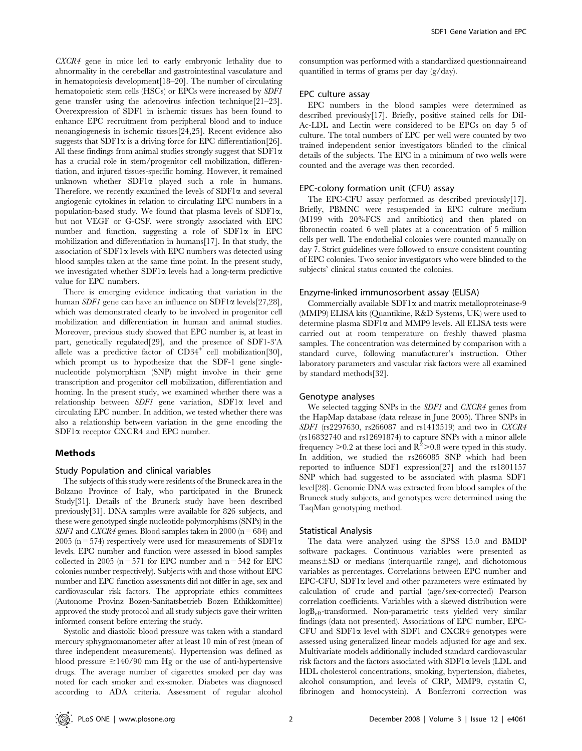*CXCR4* gene in mice led to early embryonic lethality due to abnormality in the cerebellar and gastrointestinal vasculature and in hematopoiesis development[18–20]. The number of circulating hematopoietic stem cells (HSCs) or EPCs were increased by *SDF1* gene transfer using the adenovirus infection technique[21–23]. Overexpression of SDF1 in ischemic tissues has been found to enhance EPC recruitment from peripheral blood and to induce neoangiogenesis in ischemic tissues[24,25]. Recent evidence also suggests that SDF1α is a driving force for EPC differentiation[26]. All these findings from animal studies strongly suggest that SDF1α has a crucial role in stem/progenitor cell mobilization, differentiation, and injured tissues-specific homing. However, it remained unknown whether SDF1α played such a role in humans. Therefore, we recently examined the levels of SDF1α and several angiogenic cytokines in relation to circulating EPC numbers in a population-based study. We found that plasma levels of SDF1α, but not VEGF or G-CSF, were strongly associated with EPC number and function, suggesting a role of SDF1α in EPC mobilization and differentiation in humans[17]. In that study, the association of SDF1α levels with EPC numbers was detected using blood samples taken at the same time point. In the present study, we investigated whether SDF1α levels had a long-term predictive value for EPC numbers.

There is emerging evidence indicating that variation in the human *SDF1* gene can have an influence on SDF1α levels[27,28], which was demonstrated clearly to be involved in progenitor cell mobilization and differentiation in human and animal studies. Moreover, previous study showed that EPC number is, at least in part, genetically regulated[29], and the presence of SDF1-3'A allele was a predictive factor of $CD34^{+}$ cell mobilization[30], which prompt us to hypothesize that the SDF-1 gene single-nucleotide polymorphism (SNP) might involve in their gene transcription and progenitor cell mobilization, differentiation and homing. In the present study, we examined whether there was a relationship between *SDF1* gene variation, SDF1α level and circulating EPC number. In addition, we tested whether there was also a relationship between variation in the gene encoding the SDF1α receptor CXCR4 and EPC number.

## Methods

### Study Population and clinical variables

The subjects of this study were residents of the Bruneck area in the Bolzano Province of Italy, who participated in the Bruneck Study[31]. Details of the Bruneck study have been described previously[31]. DNA samples were available for 826 subjects, and these were genotyped single nucleotide polymorphisms (SNPs) in the *SDF1* and *CXCR4* genes. Blood samples taken in 2000 (n = 684) and 2005 (n = 574) respectively were used for measurements of SDF1α levels. EPC number and function were assessed in blood samples collected in 2005 (n = 571 for EPC number and n = 542 for EPC colonies number respectively). Subjects with and those without EPC number and EPC function assessments did not differ in age, sex and cardiovascular risk factors. The appropriate ethics committees (Autonome Provinz Bozen-Sanitatsbetrieb Bozen Ethikkomittee) approved the study protocol and all study subjects gave their written informed consent before entering the study.

Systolic and diastolic blood pressure was taken with a standard mercury sphygmomanometer after at least 10 min of rest (mean of three independent measurements). Hypertension was defined as blood pressure ≥140/90 mm Hg or the use of anti-hypertensive drugs. The average number of cigarettes smoked per day was noted for each smoker and ex-smoker. Diabetes was diagnosed according to ADA criteria. Assessment of regular alcohol consumption was performed with a standardized questionnaireand quantified in terms of grams per day (g/day).

### EPC culture assay

EPC numbers in the blood samples were determined as described previously[17]. Briefly, positive stained cells for DiI-Ac-LDL and Lectin were considered to be EPCs on day 5 of culture. The total numbers of EPC per well were counted by two trained independent senior investigators blinded to the clinical details of the subjects. The EPC in a minimum of two wells were counted and the average was then recorded.

### EPC-colony formation unit (CFU) assay

The EPC-CFU assay performed as described previously[17]. Briefly, PBMNC were resuspended in EPC culture medium (M199 with 20%FCS and antibiotics) and then plated on fibronectin coated 6 well plates at a concentration of 5 million cells per well. The endothelial colonies were counted manually on day 7. Strict guidelines were followed to ensure consistent counting of EPC colonies. Two senior investigators who were blinded to the subjects' clinical status counted the colonies.

### Enzyme-linked immunosorbent assay (ELISA)

Commercially available SDF1α and matrix metalloproteinase-9 (MMP9) ELISA kits (Quantikine, R&D Systems, UK) were used to determine plasma SDF1α and MMP9 levels. All ELISA tests were carried out at room temperature on freshly thawed plasma samples. The concentration was determined by comparison with a standard curve, following manufacturer's instruction. Other laboratory parameters and vascular risk factors were all examined by standard methods[32].

### Genotype analyses

We selected tagging SNPs in the *SDF1* and *CXCR4* genes from the HapMap database (data release in June 2005). Three SNPs in *SDF1* (rs2297630, rs266087 and rs1413519) and two in *CXCR4* (rs16832740 and rs12691874) to capture SNPs with a minor allele frequency >0.2 at these loci and $R^2$>0.8 were typed in this study. In addition, we studied the rs266085 SNP which had been reported to influence SDF1 expression[27] and the rs1801157 SNP which had suggested to be associated with plasma SDF1 level[28]. Genomic DNA was extracted from blood samples of the Bruneck study subjects, and genotypes were determined using the TaqMan genotyping method.

### Statistical Analysis

The data were analyzed using the SPSS 15.0 and BMDP software packages. Continuous variables were presented as means±SD or medians (interquartile range), and dichotomous variables as percentages. Correlations between EPC number and EPC-CFU, SDF1α level and other parameters were estimated by calculation of crude and partial (age/sex-corrected) Pearson correlation coefficients. Variables with a skewed distribution were $\log_{e}$-transformed. Non-parametric tests yielded very similar findings (data not presented). Associations of EPC number, EPC-CFU and SDF1α level with SDF1 and CXCR4 genotypes were assessed using generalized linear models adjusted for age and sex. Multivariate models additionally included standard cardiovascular risk factors and the factors associated with SDF1α levels (LDL and HDL cholesterol concentrations, smoking, hypertension, diabetes, alcohol consumption, and levels of CRP, MMP9, cystatin C, fibrinogen and homocystein). A Bonferroni correction was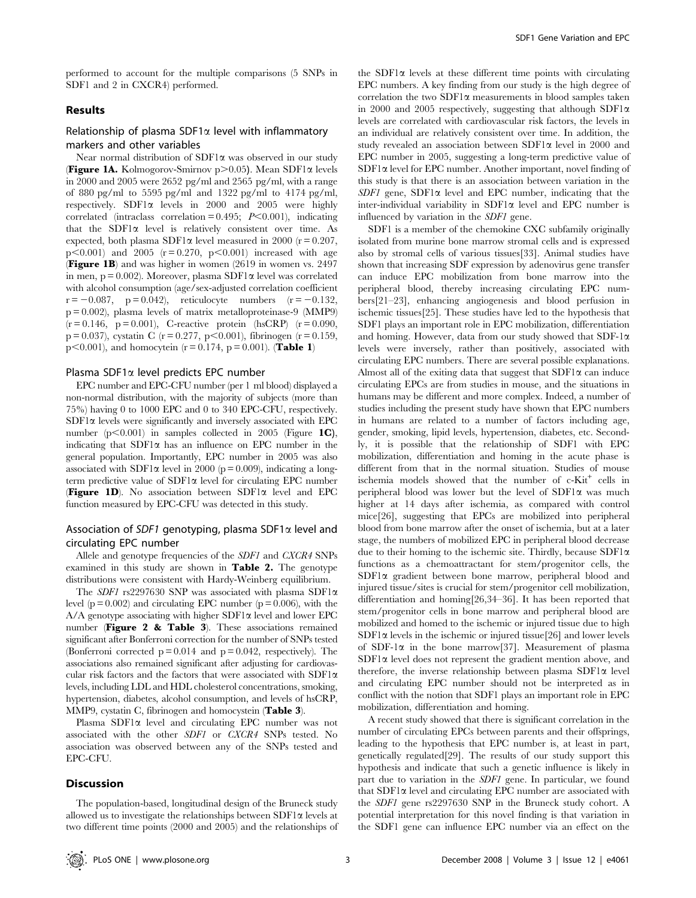performed to account for the multiple comparisons (5 SNPs in SDF1 and 2 in CXCR4) performed.

## Results

### Relationship of plasma SDF1α level with inflammatory markers and other variables

Near normal distribution of SDF1α was observed in our study (**Figure 1A.** Kolmogorov-Smirnov $p>0.05$). Mean SDF1α levels in 2000 and 2005 were 2652 pg/ml and 2565 pg/ml, with a range of 880 pg/ml to 5595 pg/ml and 1322 pg/ml to 4174 pg/ml, respectively. SDF1α levels in 2000 and 2005 were highly correlated (intraclass correlation = 0.495; $P<0.001$), indicating that the SDF1α level is relatively consistent over time. As expected, both plasma SDF1α level measured in 2000 ($r = 0.207$, $p<0.001$) and 2005 ($r = 0.270$, $p<0.001$) increased with age (**Figure 1B**) and was higher in women (2619 in women vs. 2497 in men, $p = 0.002$). Moreover, plasma SDF1α level was correlated with alcohol consumption (age/sex-adjusted correlation coefficient $r = -0.087$, $p = 0.042$), reticulocyte numbers ($r = -0.132$, $p = 0.002$), plasma levels of matrix metalloproteinase-9 (MMP9) ($r = 0.146$, $p = 0.001$), C-reactive protein (hsCRP) ($r = 0.090$, $p = 0.037$), cystatin C ($r = 0.277$, $p<0.001$), fibrinogen ($r = 0.159$, $p<0.001$), and homocytein ($r = 0.174$, $p = 0.001$). (**Table 1**)

### Plasma SDF1α level predicts EPC number

EPC number and EPC-CFU number (per 1 ml blood) displayed a non-normal distribution, with the majority of subjects (more than 75%) having 0 to 1000 EPC and 0 to 340 EPC-CFU, respectively. SDF1α levels were significantly and inversely associated with EPC number ($p<0.001$) in samples collected in 2005 (Figure **1C**), indicating that SDF1α has an influence on EPC number in the general population. Importantly, EPC number in 2005 was also associated with SDF1α level in 2000 ($p = 0.009$), indicating a long-term predictive value of SDF1α level for circulating EPC number (**Figure 1D**). No association between SDF1α level and EPC function measured by EPC-CFU was detected in this study.

### Association of *SDF1* genotyping, plasma SDF1α level and circulating EPC number

Allele and genotype frequencies of the *SDF1* and *CXCR4* SNPs examined in this study are shown in **Table 2.** The genotype distributions were consistent with Hardy-Weinberg equilibrium.

The *SDF1* rs2297630 SNP was associated with plasma SDF1α level ($p = 0.002$) and circulating EPC number ($p = 0.006$), with the A/A genotype associating with higher SDF1α level and lower EPC number (**Figure 2 & Table 3**). These associations remained significant after Bonferroni correction for the number of SNPs tested (Bonferroni corrected $p = 0.014$ and $p = 0.042$, respectively). The associations also remained significant after adjusting for cardiovascular risk factors and the factors that were associated with SDF1α levels, including LDL and HDL cholesterol concentrations, smoking, hypertension, diabetes, alcohol consumption, and levels of hsCRP, MMP9, cystatin C, fibrinogen and homocystein (**Table 3**).

Plasma SDF1α level and circulating EPC number was not associated with the other *SDF1* or *CXCR4* SNPs tested. No association was observed between any of the SNPs tested and EPC-CFU.

## Discussion

The population-based, longitudinal design of the Bruneck study allowed us to investigate the relationships between SDF1α levels at two different time points (2000 and 2005) and the relationships of the SDF1α levels at these different time points with circulating EPC numbers. A key finding from our study is the high degree of correlation the two SDF1α measurements in blood samples taken in 2000 and 2005 respectively, suggesting that although SDF1α levels are correlated with cardiovascular risk factors, the levels in an individual are relatively consistent over time. In addition, the study revealed an association between SDF1α level in 2000 and EPC number in 2005, suggesting a long-term predictive value of SDF1α level for EPC number. Another important, novel finding of this study is that there is an association between variation in the *SDF1* gene, SDF1α level and EPC number, indicating that the inter-individual variability in SDF1α level and EPC number is influenced by variation in the *SDF1* gene.

SDF1 is a member of the chemokine CXC subfamily originally isolated from murine bone marrow stromal cells and is expressed also by stromal cells of various tissues[33]. Animal studies have shown that increasing SDF expression by adenovirus gene transfer can induce EPC mobilization from bone marrow into the peripheral blood, thereby increasing circulating EPC numbers[21–23], enhancing angiogenesis and blood perfusion in ischemic tissues[25]. These studies have led to the hypothesis that SDF1 plays an important role in EPC mobilization, differentiation and homing. However, data from our study showed that SDF-1α levels were inversely, rather than positively, associated with circulating EPC numbers. There are several possible explanations. Almost all of the exiting data that suggest that SDF1α can induce circulating EPCs are from studies in mouse, and the situations in humans may be different and more complex. Indeed, a number of studies including the present study have shown that EPC numbers in humans are related to a number of factors including age, gender, smoking, lipid levels, hypertension, diabetes, etc. Secondly, it is possible that the relationship of SDF1 with EPC mobilization, differentiation and homing in the acute phase is different from that in the normal situation. Studies of mouse ischemia models showed that the number of c-Kit$^{+}$ cells in peripheral blood was lower but the level of SDF1α was much higher at 14 days after ischemia, as compared with control mice[26], suggesting that EPCs are mobilized into peripheral blood from bone marrow after the onset of ischemia, but at a later stage, the numbers of mobilized EPC in peripheral blood decrease due to their homing to the ischemic site. Thirdly, because SDF1α functions as a chemoattractant for stem/progenitor cells, the SDF1α gradient between bone marrow, peripheral blood and injured tissue/sites is crucial for stem/progenitor cell mobilization, differentiation and homing[26,34–36]. It has been reported that stem/progenitor cells in bone marrow and peripheral blood are mobilized and homed to the ischemic or injured tissue due to high SDF1α levels in the ischemic or injured tissue[26] and lower levels of SDF-1α in the bone marrow[37]. Measurement of plasma SDF1α level does not represent the gradient mention above, and therefore, the inverse relationship between plasma SDF1α level and circulating EPC number should not be interpreted as in conflict with the notion that SDF1 plays an important role in EPC mobilization, differentiation and homing.

A recent study showed that there is significant correlation in the number of circulating EPCs between parents and their offsprings, leading to the hypothesis that EPC number is, at least in part, genetically regulated[29]. The results of our study support this hypothesis and indicate that such a genetic influence is likely in part due to variation in the *SDF1* gene. In particular, we found that SDF1α level and circulating EPC number are associated with the *SDF1* gene rs2297630 SNP in the Bruneck study cohort. A potential interpretation for this novel finding is that variation in the SDF1 gene can influence EPC number via an effect on the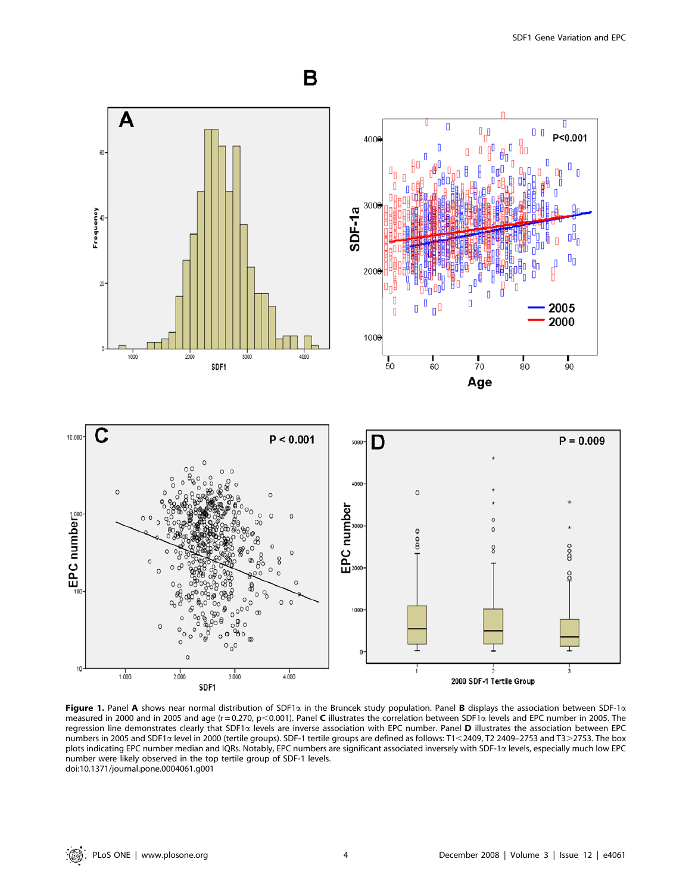**Figure 1.** Panel **A** shows near normal distribution of SDF1α in the Bruncek study population. Panel **B** displays the association between SDF-1α measured in 2000 and in 2005 and age (r = 0.270, p<0.001). Panel **C** illustrates the correlation between SDF1α levels and EPC number in 2005. The regression line demonstrates clearly that SDF1α levels are inverse association with EPC number. Panel **D** illustrates the association between EPC numbers in 2005 and SDF1α level in 2000 (tertile groups). SDF-1 tertile groups are defined as follows: T1<2409, T2 2409–2753 and T3>2753. The box plots indicating EPC number median and IQRs. Notably, EPC numbers are significant associated inversely with SDF-1α levels, especially much low EPC number were likely observed in the top tertile group of SDF-1 levels.
doi:10.1371/journal.pone.0004061.g001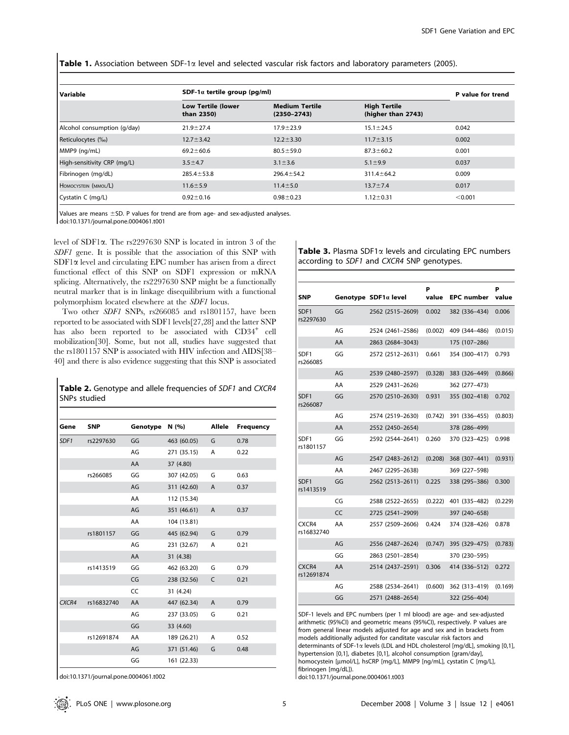**Table 1.** Association between SDF-1α level and selected vascular risk factors and laboratory parameters (2005).

| Variable | SDF-1α tertile group (pg/ml) | | | P value for trend |
|---|---|---|---|---|
| | Low Tertile (lower than 2350) | Medium Tertile (2350–2743) | High Tertile (higher than 2743) | |
| Alcohol consumption (g/day) | 21.9±27.4 | 17.9±23.9 | 15.1±24.5 | 0.042 |
| Reticulocytes (‰) | 12.7±3.42 | 12.2±3.30 | 11.7±3.15 | 0.002 |
| MMP9 (ng/mL) | 69.2±60.6 | 80.5±59.0 | 87.3±60.2 | 0.001 |
| High-sensitivity CRP (mg/L) | 3.5±4.7 | 3.1±3.6 | 5.1±9.9 | 0.037 |
| Fibrinogen (mg/dL) | 285.4±53.8 | 296.4±54.2 | 311.4±64.2 | 0.009 |
| Homocystein (mmol/L) | 11.6±5.9 | 11.4±5.0 | 13.7±7.4 | 0.017 |
| Cystatin C (mg/L) | 0.92±0.16 | 0.98±0.23 | 1.12±0.31 | <0.001 |

Values are means ±SD. P values for trend are from age- and sex-adjusted analyses.
doi:10.1371/journal.pone.0004061.t001

level of SDF1α. The rs2297630 SNP is located in intron 3 of the *SDF1* gene. It is possible that the association of this SNP with SDF1α level and circulating EPC number has arisen from a direct functional effect of this SNP on SDF1 expression or mRNA splicing. Alternatively, the rs2297630 SNP might be a functionally neutral marker that is in linkage disequilibrium with a functional polymorphism located elsewhere at the *SDF1* locus.

Two other *SDF1* SNPs, rs266085 and rs1801157, have been reported to be associated with SDF1 levels[27,28] and the latter SNP has also been reported to be associated with $CD34^{+}$ cell mobilization[30]. Some, but not all, studies have suggested that the rs1801157 SNP is associated with HIV infection and AIDS[38–40] and there is also evidence suggesting that this SNP is associated

**Table 2.** Genotype and allele frequencies of *SDF1* and *CXCR4* SNPs studied

| Gene | SNP | Genotype | N (%) | Allele | Frequency |
|---|---|---|---|---|---|
| *SDF1* | rs2297630 | GG | 463 (60.05) | G | 0.78 |
| | | AG | 271 (35.15) | A | 0.22 |
| | | AA | 37 (4.80) | | |
| | rs266085 | GG | 307 (42.05) | G | 0.63 |
| | | AG | 311 (42.60) | A | 0.37 |
| | | AA | 112 (15.34) | | |
| | | AG | 351 (46.61) | A | 0.37 |
| | | AA | 104 (13.81) | | |
| | rs1801157 | GG | 445 (62.94) | G | 0.79 |
| | | AG | 231 (32.67) | A | 0.21 |
| | | AA | 31 (4.38) | | |
| | rs1413519 | GG | 462 (63.20) | G | 0.79 |
| | | CG | 238 (32.56) | C | 0.21 |
| | | CC | 31 (4.24) | | |
| *CXCR4* | rs16832740 | AA | 447 (62.34) | A | 0.79 |
| | | AG | 237 (33.05) | G | 0.21 |
| | | GG | 33 (4.60) | | |
| | rs12691874 | AA | 189 (26.21) | A | 0.52 |
| | | AG | 371 (51.46) | G | 0.48 |
| | | GG | 161 (22.33) | | |

doi:10.1371/journal.pone.0004061.t002

**Table 3.** Plasma SDF1α levels and circulating EPC numbers according to *SDF1* and *CXCR4* SNP genotypes.

| SNP | Genotype | SDF1α level | P value | EPC number | P value |
|---|---|---|---|---|---|
| SDF1 rs2297630 | GG | 2562 (2515–2609) | 0.002 | 382 (336–434) | 0.006 |
| | AG | 2524 (2461–2586) | (0.002) | 409 (344–486) | (0.015) |
| | AA | 2863 (2684–3043) | | 175 (107–286) | |
| SDF1 rs266085 | GG | 2572 (2512–2631) | 0.661 | 354 (300–417) | 0.793 |
| | AG | 2539 (2480–2597) | (0.328) | 383 (326–449) | (0.866) |
| | AA | 2529 (2431–2626) | | 362 (277–473) | |
| SDF1 rs266087 | GG | 2570 (2510–2630) | 0.931 | 355 (302–418) | 0.702 |
| | AG | 2574 (2519–2630) | (0.742) | 391 (336–455) | (0.803) |
| | AA | 2552 (2450–2654) | | 378 (286–499) | |
| SDF1 rs1801157 | GG | 2592 (2544–2641) | 0.260 | 370 (323–425) | 0.998 |
| | AG | 2547 (2483–2612) | (0.208) | 368 (307–441) | (0.931) |
| | AA | 2467 (2295–2638) | | 369 (227–598) | |
| SDF1 rs1413519 | GG | 2562 (2513–2611) | 0.225 | 338 (295–386) | 0.300 |
| | CG | 2588 (2522–2655) | (0.222) | 401 (335–482) | (0.229) |
| | CC | 2725 (2541–2909) | | 397 (240–658) | |
| CXCR4 rs16832740 | AA | 2557 (2509–2606) | 0.424 | 374 (328–426) | 0.878 |
| | AG | 2556 (2487–2624) | (0.747) | 395 (329–475) | (0.783) |
| | GG | 2863 (2501–2854) | | 370 (230–595) | |
| CXCR4 rs12691874 | AA | 2514 (2437–2591) | 0.306 | 414 (336–512) | 0.272 |
| | AG | 2588 (2534–2641) | (0.600) | 362 (313–419) | (0.169) |
| | GG | 2571 (2488–2654) | | 322 (256–404) | |

SDF-1 levels and EPC numbers (per 1 ml blood) are age- and sex-adjusted arithmetic (95%CI) and geometric means (95%CI), respectively. P values are from general linear models adjusted for age and sex and in brackets from models additionally adjusted for canditate vascular risk factors and determinants of SDF-1α levels (LDL and HDL cholesterol [mg/dL], smoking [0,1], hypertension [0,1], diabetes [0,1], alcohol consumption [gram/day], homocystein [μmol/L], hsCRP [mg/L], MMP9 [ng/mL], cystatin C [mg/L], fibrinogen [mg/dL]).
doi:10.1371/journal.pone.0004061.t003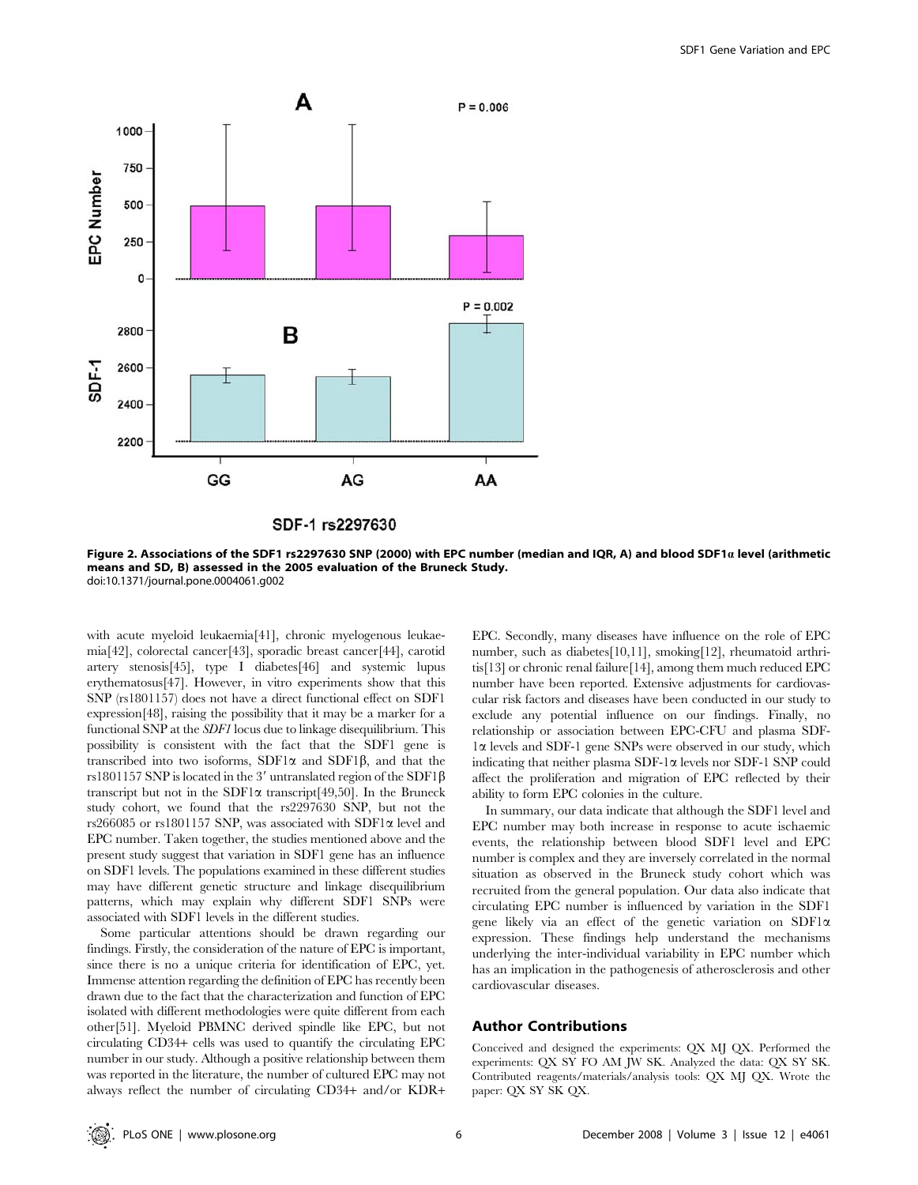Figure 2. Associations of the SDF1 rs2297630 SNP (2000) with EPC number (median and IQR, A) and blood SDF1α level (arithmetic means and SD, B) assessed in the 2005 evaluation of the Bruneck Study.
doi:10.1371/journal.pone.0004061.g002

with acute myeloid leukaemia[41], chronic myelogenous leukaemia[42], colorectal cancer[43], sporadic breast cancer[44], carotid artery stenosis[45], type I diabetes[46] and systemic lupus erythematosus[47]. However, in vitro experiments show that this SNP (rs1801157) does not have a direct functional effect on SDF1 expression[48], raising the possibility that it may be a marker for a functional SNP at the *SDF1* locus due to linkage disequilibrium. This possibility is consistent with the fact that the SDF1 gene is transcribed into two isoforms, SDF1α and SDF1β, and that the rs1801157 SNP is located in the 3′ untranslated region of the SDF1β transcript but not in the SDF1α transcript[49,50]. In the Bruneck study cohort, we found that the rs2297630 SNP, but not the rs266085 or rs1801157 SNP, was associated with SDF1α level and EPC number. Taken together, the studies mentioned above and the present study suggest that variation in SDF1 gene has an influence on SDF1 levels. The populations examined in these different studies may have different genetic structure and linkage disequilibrium patterns, which may explain why different SDF1 SNPs were associated with SDF1 levels in the different studies.

Some particular attentions should be drawn regarding our findings. Firstly, the consideration of the nature of EPC is important, since there is no a unique criteria for identification of EPC, yet. Immense attention regarding the definition of EPC has recently been drawn due to the fact that the characterization and function of EPC isolated with different methodologies were quite different from each other[51]. Myeloid PBMNC derived spindle like EPC, but not circulating CD34+ cells was used to quantify the circulating EPC number in our study. Although a positive relationship between them was reported in the literature, the number of cultured EPC may not always reflect the number of circulating CD34+ and/or KDR+ EPC. Secondly, many diseases have influence on the role of EPC number, such as diabetes[10,11], smoking[12], rheumatoid arthritis[13] or chronic renal failure[14], among them much reduced EPC number have been reported. Extensive adjustments for cardiovascular risk factors and diseases have been conducted in our study to exclude any potential influence on our findings. Finally, no relationship or association between EPC-CFU and plasma SDF-1α levels and SDF-1 gene SNPs were observed in our study, which indicating that neither plasma SDF-1α levels nor SDF-1 SNP could affect the proliferation and migration of EPC reflected by their ability to form EPC colonies in the culture.

In summary, our data indicate that although the SDF1 level and EPC number may both increase in response to acute ischaemic events, the relationship between blood SDF1 level and EPC number is complex and they are inversely correlated in the normal situation as observed in the Bruneck study cohort which was recruited from the general population. Our data also indicate that circulating EPC number is influenced by variation in the SDF1 gene likely via an effect of the genetic variation on SDF1α expression. These findings help understand the mechanisms underlying the inter-individual variability in EPC number which has an implication in the pathogenesis of atherosclerosis and other cardiovascular diseases.

## Author Contributions

Conceived and designed the experiments: QX MJ QX. Performed the experiments: QX SY FO AM JW SK. Analyzed the data: QX SY SK. Contributed reagents/materials/analysis tools: QX MJ QX. Wrote the paper: QX SY SK QX.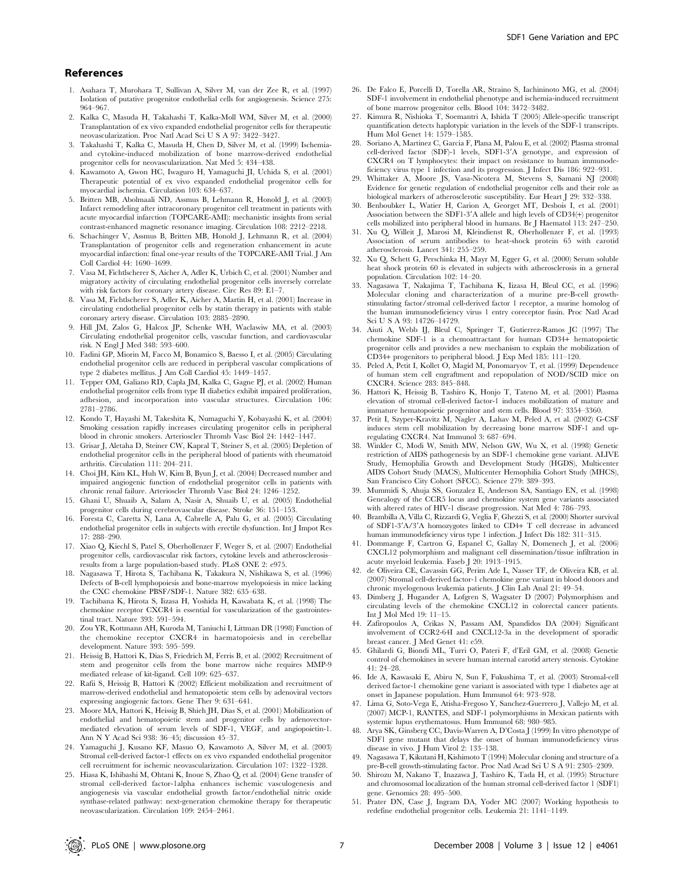## References

1. Asahara T, Murohara T, Sullivan A, Silver M, van der Zee R, et al. (1997) Isolation of putative progenitor endothelial cells for angiogenesis. Science 275: 964–967.
2. Kalka C, Masuda H, Takahashi T, Kalka-Moll WM, Silver M, et al. (2000) Transplantation of ex vivo expanded endothelial progenitor cells for therapeutic neovascularization. Proc Natl Acad Sci U S A 97: 3422–3427.
3. Takahashi T, Kalka C, Masuda H, Chen D, Silver M, et al. (1999) Ischemia- and cytokine-induced mobilization of bone marrow-derived endothelial progenitor cells for neovascularization. Nat Med 5: 434–438.
4. Kawamoto A, Gwon HC, Iwaguro H, Yamaguchi JI, Uchida S, et al. (2001) Therapeutic potential of ex vivo expanded endothelial progenitor cells for myocardial ischemia. Circulation 103: 634–637.
5. Britten MB, Abolmaali ND, Assmus B, Lehmann R, Honold J, et al. (2003) Infarct remodeling after intracoronary progenitor cell treatment in patients with acute myocardial infarction (TOPCARE-AMI): mechanistic insights from serial contrast-enhanced magnetic resonance imaging. Circulation 108: 2212–2218.
6. Schachinger V, Assmus B, Britten MB, Honold J, Lehmann R, et al. (2004) Transplantation of progenitor cells and regeneration enhancement in acute myocardial infarction: final one-year results of the TOPCARE-AMI Trial. J Am Coll Cardiol 44: 1690–1699.
7. Vasa M, Fichtlscherer S, Aicher A, Adler K, Urbich C, et al. (2001) Number and migratory activity of circulating endothelial progenitor cells inversely correlate with risk factors for coronary artery disease. Circ Res 89: E1–7.
8. Vasa M, Fichtlscherer S, Adler K, Aicher A, Martin H, et al. (2001) Increase in circulating endothelial progenitor cells by statin therapy in patients with stable coronary artery disease. Circulation 103: 2885–2890.
9. Hill JM, Zalos G, Halcox JP, Schenke WH, Waclawiw MA, et al. (2003) Circulating endothelial progenitor cells, vascular function, and cardiovascular risk. N Engl J Med 348: 593–600.
10. Fadini GP, Miorin M, Facco M, Bonamico S, Baesso I, et al. (2005) Circulating endothelial progenitor cells are reduced in peripheral vascular complications of type 2 diabetes mellitus. J Am Coll Cardiol 45: 1449–1457.
11. Tepper OM, Galiano RD, Capla JM, Kalka C, Gagne PJ, et al. (2002) Human endothelial progenitor cells from type II diabetics exhibit impaired proliferation, adhesion, and incorporation into vascular structures. Circulation 106: 2781–2786.
12. Kondo T, Hayashi M, Takeshita K, Numaguchi Y, Kobayashi K, et al. (2004) Smoking cessation rapidly increases circulating progenitor cells in peripheral blood in chronic smokers. Arterioscler Thromb Vasc Biol 24: 1442–1447.
13. Grisar J, Aletaha D, Steiner CW, Kapral T, Steiner S, et al. (2005) Depletion of endothelial progenitor cells in the peripheral blood of patients with rheumatoid arthritis. Circulation 111: 204–211.
14. Choi JH, Kim KL, Huh W, Kim B, Byun J, et al. (2004) Decreased number and impaired angiogenic function of endothelial progenitor cells in patients with chronic renal failure. Arterioscler Thromb Vasc Biol 24: 1246–1252.
15. Ghani U, Shuaib A, Salam A, Nasir A, Shuaib U, et al. (2005) Endothelial progenitor cells during cerebrovascular disease. Stroke 36: 151–153.
16. Foresta C, Caretta N, Lana A, Cabrelle A, Palu G, et al. (2005) Circulating endothelial progenitor cells in subjects with erectile dysfunction. Int J Impot Res 17: 288–290.
17. Xiao Q, Kiechl S, Patel S, Oberhollenzer F, Weger S, et al. (2007) Endothelial progenitor cells, cardiovascular risk factors, cytokine levels and atherosclerosis–results from a large population-based study. PLoS ONE 2: e975.
18. Nagasawa T, Hirota S, Tachibana K, Takakura N, Nishikawa S, et al. (1996) Defects of B-cell lymphopoiesis and bone-marrow myelopoiesis in mice lacking the CXC chemokine PBSF/SDF-1. Nature 382: 635–638.
19. Tachibana K, Hirota S, Iizasa H, Yoshida H, Kawabata K, et al. (1998) The chemokine receptor CXCR4 is essential for vascularization of the gastrointestinal tract. Nature 393: 591–594.
20. Zou YR, Kottmann AH, Kuroda M, Taniuchi I, Littman DR (1998) Function of the chemokine receptor CXCR4 in haematopoiesis and in cerebellar development. Nature 393: 595–599.
21. Heissig B, Hattori K, Dias S, Friedrich M, Ferris B, et al. (2002) Recruitment of stem and progenitor cells from the bone marrow niche requires MMP-9 mediated release of kit-ligand. Cell 109: 625–637.
22. Rafii S, Heissig B, Hattori K (2002) Efficient mobilization and recruitment of marrow-derived endothelial and hematopoietic stem cells by adenoviral vectors expressing angiogenic factors. Gene Ther 9: 631–641.
23. Moore MA, Hattori K, Heissig B, Shieh JH, Dias S, et al. (2001) Mobilization of endothelial and hematopoietic stem and progenitor cells by adenovector-mediated elevation of serum levels of SDF-1, VEGF, and angiopoietin-1. Ann N Y Acad Sci 938: 36–45; discussion 45–37.
24. Yamaguchi J, Kusano KF, Masuo O, Kawamoto A, Silver M, et al. (2003) Stromal cell-derived factor-1 effects on ex vivo expanded endothelial progenitor cell recruitment for ischemic neovascularization. Circulation 107: 1322–1328.
25. Hiasa K, Ishibashi M, Ohtani K, Inoue S, Zhao Q, et al. (2004) Gene transfer of stromal cell-derived factor-1alpha enhances ischemic vasculogenesis and angiogenesis via vascular endothelial growth factor/endothelial nitric oxide synthase-related pathway: next-generation chemokine therapy for therapeutic neovascularization. Circulation 109: 2454–2461.
26. De Falco E, Porcelli D, Torella AR, Straino S, Iachininoto MG, et al. (2004) SDF-1 involvement in endothelial phenotype and ischemia-induced recruitment of bone marrow progenitor cells. Blood 104: 3472–3482.
27. Kimura R, Nishioka T, Soemantri A, Ishida T (2005) Allele-specific transcript quantification detects haplotypic variation in the levels of the SDF-1 transcripts. Hum Mol Genet 14: 1579–1585.
28. Soriano A, Martinez C, Garcia F, Plana M, Palou E, et al. (2002) Plasma stromal cell-derived factor (SDF)-1 levels, SDF1-3′A genotype, and expression of CXCR4 on T lymphocytes: their impact on resistance to human immunodeficiency virus type 1 infection and its progression. J Infect Dis 186: 922–931.
29. Whittaker A, Moore JS, Vasa-Nicotera M, Stevens S, Samani NJ (2008) Evidence for genetic regulation of endothelial progenitor cells and their role as biological markers of atherosclerotic susceptibility. Eur Heart J 29: 332–338.
30. Benboubker L, Watier H, Carion A, Georget MT, Desbois I, et al. (2001) Association between the SDF1-3′A allele and high levels of CD34(+) progenitor cells mobilized into peripheral blood in humans. Br J Haematol 113: 247–250.
31. Xu Q, Willeit J, Marosi M, Kleindienst R, Oberhollenzer F, et al. (1993) Association of serum antibodies to heat-shock protein 65 with carotid atherosclerosis. Lancet 341: 255–259.
32. Xu Q, Schett G, Perschinka H, Mayr M, Egger G, et al. (2000) Serum soluble heat shock protein 60 is elevated in subjects with atherosclerosis in a general population. Circulation 102: 14–20.
33. Nagasawa T, Nakajima T, Tachibana K, Iizasa H, Bleul CC, et al. (1996) Molecular cloning and characterization of a murine pre-B-cell growth-stimulating factor/stromal cell-derived factor 1 receptor, a murine homolog of the human immunodeficiency virus 1 entry coreceptor fusin. Proc Natl Acad Sci U S A 93: 14726–14729.
34. Aiuti A, Webb IJ, Bleul C, Springer T, Gutierrez-Ramos JC (1997) The chemokine SDF-1 is a chemoattractant for human CD34+ hematopoietic progenitor cells and provides a new mechanism to explain the mobilization of CD34+ progenitors to peripheral blood. J Exp Med 185: 111–120.
35. Peled A, Petit I, Kollet O, Magid M, Ponomaryov T, et al. (1999) Dependence of human stem cell engraftment and repopulation of NOD/SCID mice on CXCR4. Science 283: 845–848.
36. Hattori K, Heissig B, Tashiro K, Honjo T, Tateno M, et al. (2001) Plasma elevation of stromal cell-derived factor-1 induces mobilization of mature and immature hematopoietic progenitor and stem cells. Blood 97: 3354–3360.
37. Petit I, Szyper-Kravitz M, Nagler A, Lahav M, Peled A, et al. (2002) G-CSF induces stem cell mobilization by decreasing bone marrow SDF-1 and up-regulating CXCR4. Nat Immunol 3: 687–694.
38. Winkler C, Modi W, Smith MW, Nelson GW, Wu X, et al. (1998) Genetic restriction of AIDS pathogenesis by an SDF-1 chemokine gene variant. ALIVE Study, Hemophilia Growth and Development Study (HGDS), Multicenter AIDS Cohort Study (MACS), Multicenter Hemophilia Cohort Study (MHCS), San Francisco City Cohort (SFCC). Science 279: 389–393.
39. Mummidi S, Ahuja SS, Gonzalez E, Anderson SA, Santiago EN, et al. (1998) Genealogy of the CCR5 locus and chemokine system gene variants associated with altered rates of HIV-1 disease progression. Nat Med 4: 786–793.
40. Brambilla A, Villa C, Rizzardi G, Veglia F, Ghezzi S, et al. (2000) Shorter survival of SDF1-3′A/3′A homozygotes linked to CD4+ T cell decrease in advanced human immunodeficiency virus type 1 infection. J Infect Dis 182: 311–315.
41. Dommange F, Cartron G, Espanel C, Gallay N, Domenech J, et al. (2006) CXCL12 polymorphism and malignant cell dissemination/tissue infiltration in acute myeloid leukemia. Faseb J 20: 1913–1915.
42. de Oliveira CE, Cavassin GG, Perim Ade L, Nasser TF, de Oliveira KB, et al. (2007) Stromal cell-derived factor-1 chemokine gene variant in blood donors and chronic myelogenous leukemia patients. J Clin Lab Anal 21: 49–54.
43. Dimberg J, Hugander A, Lofgren S, Wagsater D (2007) Polymorphism and circulating levels of the chemokine CXCL12 in colorectal cancer patients. Int J Mol Med 19: 11–15.
44. Zafiropoulos A, Crikas N, Passam AM, Spandidos DA (2004) Significant involvement of CCR2-64I and CXCL12-3a in the development of sporadic breast cancer. J Med Genet 41: e59.
45. Ghilardi G, Biondi ML, Turri O, Pateri F, d'Eril GM, et al. (2008) Genetic control of chemokines in severe human internal carotid artery stenosis. Cytokine 41: 24–28.
46. Ide A, Kawasaki E, Abiru N, Sun F, Fukushima T, et al. (2003) Stromal-cell derived factor-1 chemokine gene variant is associated with type 1 diabetes age at onset in Japanese population. Hum Immunol 64: 973–978.
47. Lima G, Soto-Vega E, Atisha-Fregoso Y, Sanchez-Guerrero J, Vallejo M, et al. (2007) MCP-1, RANTES, and SDF-1 polymorphisms in Mexican patients with systemic lupus erythematosus. Hum Immunol 68: 980–985.
48. Arya SK, Ginsberg CC, Davis-Warren A, D'Costa J (1999) In vitro phenotype of SDF1 gene mutant that delays the onset of human immunodeficiency virus disease in vivo. J Hum Virol 2: 133–138.
49. Nagasawa T, Kikutani H, Kishimoto T (1994) Molecular cloning and structure of a pre-B-cell growth-stimulating factor. Proc Natl Acad Sci U S A 91: 2305–2309.
50. Shirozu M, Nakano T, Inazawa J, Tashiro K, Tada H, et al. (1995) Structure and chromosomal localization of the human stromal cell-derived factor 1 (SDF1) gene. Genomics 28: 495–500.
51. Prater DN, Case J, Ingram DA, Yoder MC (2007) Working hypothesis to redefine endothelial progenitor cells. Leukemia 21: 1141–1149.